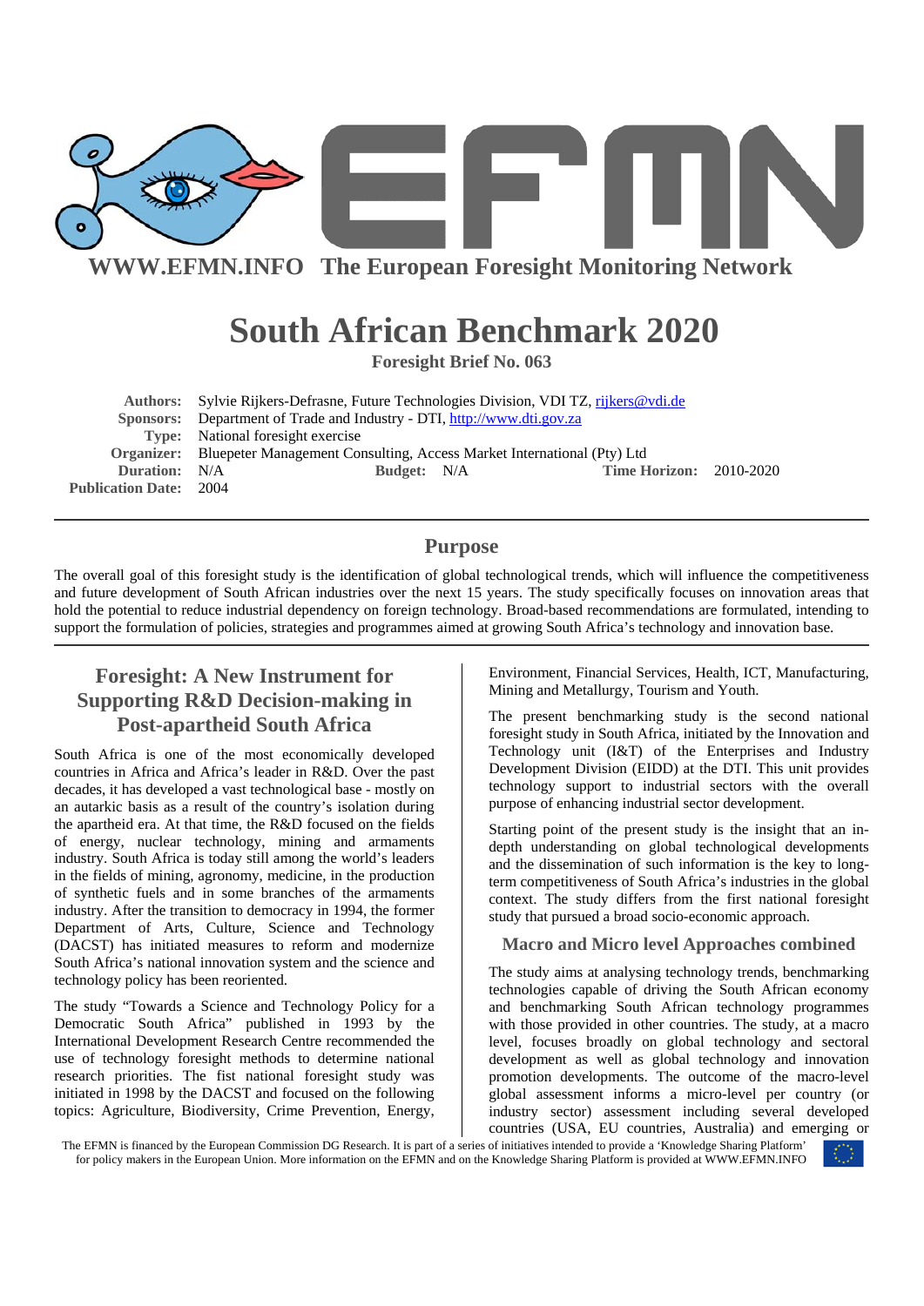**WWW.EFMN.INFO The European Foresight Monitoring Network**

# South African Benchmark 2020

**Foresight Brief No. 063**

**Authors:** Sylvie Rijkers-Defrasne, Future Technologies Division, VDI TZ, rijkers@vdi.de
**Sponsors:** Department of Trade and Industry - DTI, http://www.dti.gov.za
**Type:** National foresight exercise
**Organizer:** Bluepeter Management Consulting, Access Market International (Pty) Ltd
**Duration:** N/A **Budget:** N/A **Time Horizon:** 2010-2020
**Publication Date:** 2004

## Purpose

The overall goal of this foresight study is the identification of global technological trends, which will influence the competitiveness and future development of South African industries over the next 15 years. The study specifically focuses on innovation areas that hold the potential to reduce industrial dependency on foreign technology. Broad-based recommendations are formulated, intending to support the formulation of policies, strategies and programmes aimed at growing South Africa's technology and innovation base.

## Foresight: A New Instrument for Supporting R&D Decision-making in Post-apartheid South Africa

South Africa is one of the most economically developed countries in Africa and Africa's leader in R&D. Over the past decades, it has developed a vast technological base - mostly on an autarkic basis as a result of the country's isolation during the apartheid era. At that time, the R&D focused on the fields of energy, nuclear technology, mining and armaments industry. South Africa is today still among the world's leaders in the fields of mining, agronomy, medicine, in the production of synthetic fuels and in some branches of the armaments industry. After the transition to democracy in 1994, the former Department of Arts, Culture, Science and Technology (DACST) has initiated measures to reform and modernize South Africa's national innovation system and the science and technology policy has been reoriented.

The study "Towards a Science and Technology Policy for a Democratic South Africa" published in 1993 by the International Development Research Centre recommended the use of technology foresight methods to determine national research priorities. The fist national foresight study was initiated in 1998 by the DACST and focused on the following topics: Agriculture, Biodiversity, Crime Prevention, Energy, Environment, Financial Services, Health, ICT, Manufacturing, Mining and Metallurgy, Tourism and Youth.

The present benchmarking study is the second national foresight study in South Africa, initiated by the Innovation and Technology unit (I&T) of the Enterprises and Industry Development Division (EIDD) at the DTI. This unit provides technology support to industrial sectors with the overall purpose of enhancing industrial sector development.

Starting point of the present study is the insight that an in-depth understanding on global technological developments and the dissemination of such information is the key to long-term competitiveness of South Africa's industries in the global context. The study differs from the first national foresight study that pursued a broad socio-economic approach.

### Macro and Micro level Approaches combined

The study aims at analysing technology trends, benchmarking technologies capable of driving the South African economy and benchmarking South African technology programmes with those provided in other countries. The study, at a macro level, focuses broadly on global technology and sectoral development as well as global technology and innovation promotion developments. The outcome of the macro-level global assessment informs a micro-level per country (or industry sector) assessment including several developed countries (USA, EU countries, Australia) and emerging or

The EFMN is financed by the European Commission DG Research. It is part of a series of initiatives intended to provide a 'Knowledge Sharing Platform' for policy makers in the European Union. More information on the EFMN and on the Knowledge Sharing Platform is provided at WWW.EFMN.INFO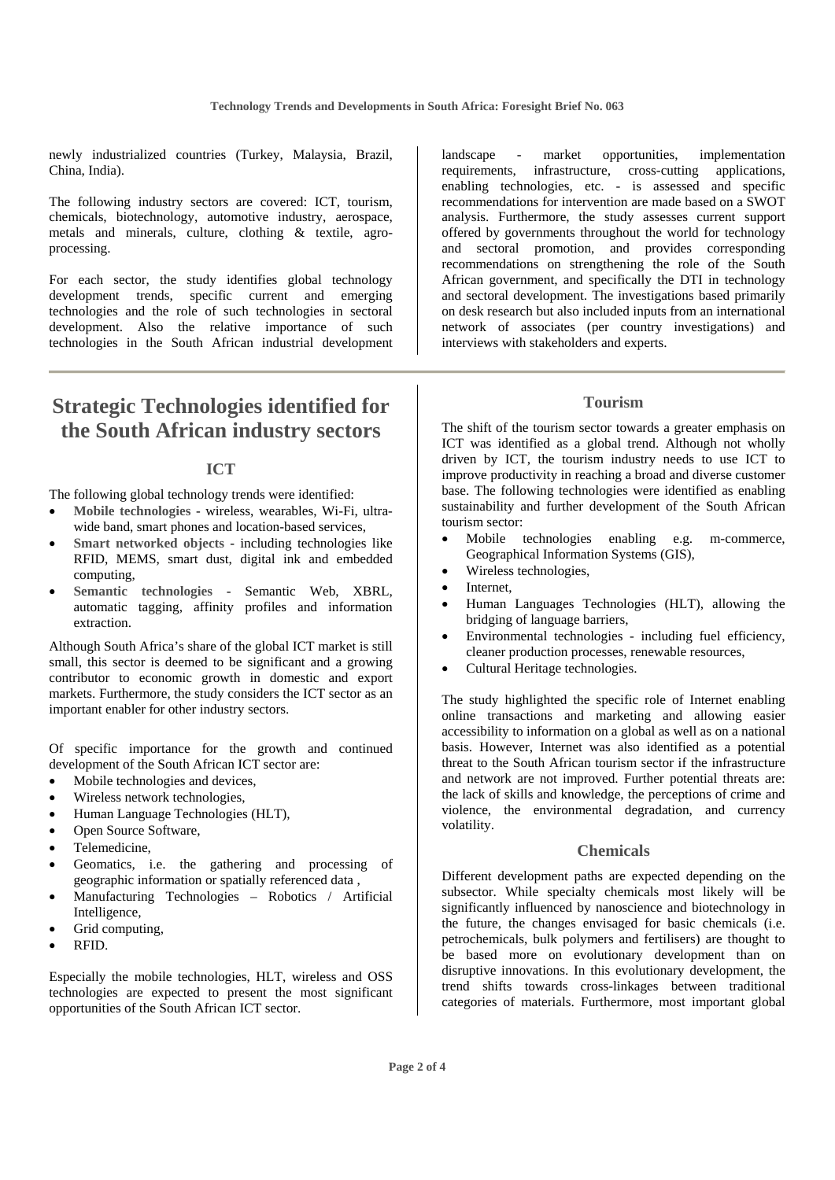newly industrialized countries (Turkey, Malaysia, Brazil, China, India).

The following industry sectors are covered: ICT, tourism, chemicals, biotechnology, automotive industry, aerospace, metals and minerals, culture, clothing & textile, agro-processing.

For each sector, the study identifies global technology development trends, specific current and emerging technologies and the role of such technologies in sectoral development. Also the relative importance of such technologies in the South African industrial development landscape - market opportunities, implementation requirements, infrastructure, cross-cutting applications, enabling technologies, etc. - is assessed and specific recommendations for intervention are made based on a SWOT analysis. Furthermore, the study assesses current support offered by governments throughout the world for technology and sectoral promotion, and provides corresponding recommendations on strengthening the role of the South African government, and specifically the DTI in technology and sectoral development. The investigations based primarily on desk research but also included inputs from an international network of associates (per country investigations) and interviews with stakeholders and experts.

# Strategic Technologies identified for the South African industry sectors

### ICT

The following global technology trends were identified:

- **Mobile technologies** - wireless, wearables, Wi-Fi, ultra-wide band, smart phones and location-based services,
- **Smart networked objects** - including technologies like RFID, MEMS, smart dust, digital ink and embedded computing,
- **Semantic technologies** - Semantic Web, XBRL, automatic tagging, affinity profiles and information extraction.

Although South Africa's share of the global ICT market is still small, this sector is deemed to be significant and a growing contributor to economic growth in domestic and export markets. Furthermore, the study considers the ICT sector as an important enabler for other industry sectors.

Of specific importance for the growth and continued development of the South African ICT sector are:

- Mobile technologies and devices,
- Wireless network technologies,
- Human Language Technologies (HLT),
- Open Source Software,
- Telemedicine,
- Geomatics, i.e. the gathering and processing of geographic information or spatially referenced data ,
- Manufacturing Technologies – Robotics / Artificial Intelligence,
- Grid computing,
- RFID.

Especially the mobile technologies, HLT, wireless and OSS technologies are expected to present the most significant opportunities of the South African ICT sector.

### Tourism

The shift of the tourism sector towards a greater emphasis on ICT was identified as a global trend. Although not wholly driven by ICT, the tourism industry needs to use ICT to improve productivity in reaching a broad and diverse customer base. The following technologies were identified as enabling sustainability and further development of the South African tourism sector:

- Mobile technologies enabling e.g. m-commerce, Geographical Information Systems (GIS),
- Wireless technologies,
- Internet,
- Human Languages Technologies (HLT), allowing the bridging of language barriers,
- Environmental technologies - including fuel efficiency, cleaner production processes, renewable resources,
- Cultural Heritage technologies.

The study highlighted the specific role of Internet enabling online transactions and marketing and allowing easier accessibility to information on a global as well as on a national basis. However, Internet was also identified as a potential threat to the South African tourism sector if the infrastructure and network are not improved. Further potential threats are: the lack of skills and knowledge, the perceptions of crime and violence, the environmental degradation, and currency volatility.

### Chemicals

Different development paths are expected depending on the subsector. While specialty chemicals most likely will be significantly influenced by nanoscience and biotechnology in the future, the changes envisaged for basic chemicals (i.e. petrochemicals, bulk polymers and fertilisers) are thought to be based more on evolutionary development than on disruptive innovations. In this evolutionary development, the trend shifts towards cross-linkages between traditional categories of materials. Furthermore, most important global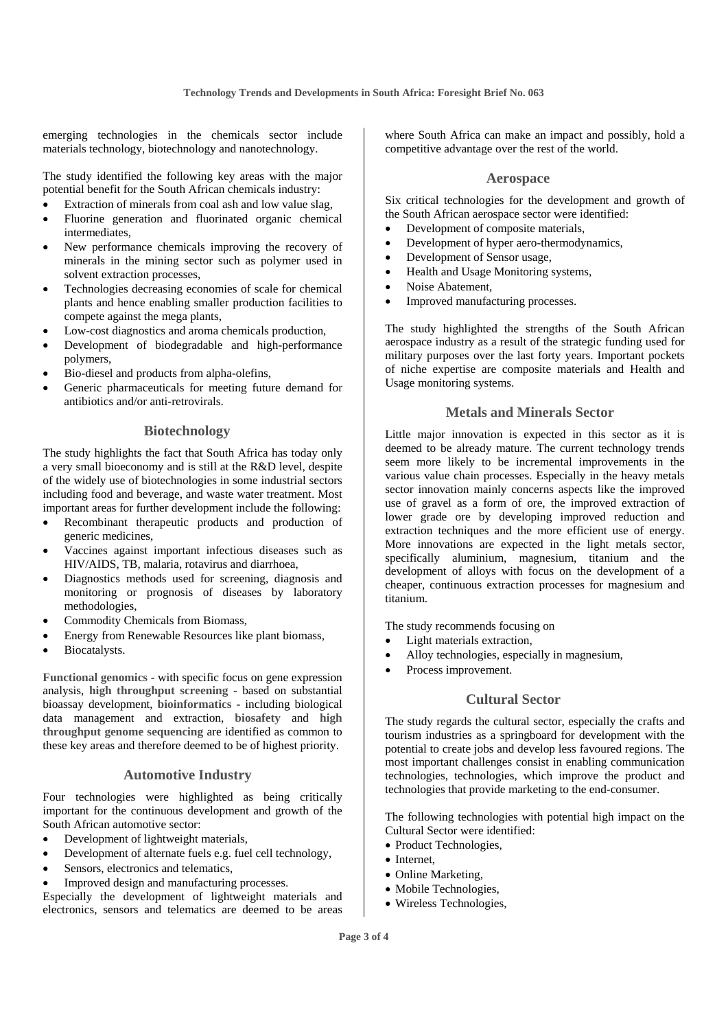emerging technologies in the chemicals sector include materials technology, biotechnology and nanotechnology.

The study identified the following key areas with the major potential benefit for the South African chemicals industry:

- Extraction of minerals from coal ash and low value slag,
- Fluorine generation and fluorinated organic chemical intermediates,
- New performance chemicals improving the recovery of minerals in the mining sector such as polymer used in solvent extraction processes,
- Technologies decreasing economies of scale for chemical plants and hence enabling smaller production facilities to compete against the mega plants,
- Low-cost diagnostics and aroma chemicals production,
- Development of biodegradable and high-performance polymers,
- Bio-diesel and products from alpha-olefins,
- Generic pharmaceuticals for meeting future demand for antibiotics and/or anti-retrovirals.

## Biotechnology

The study highlights the fact that South Africa has today only a very small bioeconomy and is still at the R&D level, despite of the widely use of biotechnologies in some industrial sectors including food and beverage, and waste water treatment. Most important areas for further development include the following:

- Recombinant therapeutic products and production of generic medicines,
- Vaccines against important infectious diseases such as HIV/AIDS, TB, malaria, rotavirus and diarrhoea,
- Diagnostics methods used for screening, diagnosis and monitoring or prognosis of diseases by laboratory methodologies,
- Commodity Chemicals from Biomass,
- Energy from Renewable Resources like plant biomass,
- Biocatalysts.

**Functional genomics** - with specific focus on gene expression analysis, **high throughput screening** - based on substantial bioassay development, **bioinformatics** - including biological data management and extraction, **biosafety** and **high throughput genome sequencing** are identified as common to these key areas and therefore deemed to be of highest priority.

## Automotive Industry

Four technologies were highlighted as being critically important for the continuous development and growth of the South African automotive sector:

- Development of lightweight materials,
- Development of alternate fuels e.g. fuel cell technology,
- Sensors, electronics and telematics,
- Improved design and manufacturing processes.

Especially the development of lightweight materials and electronics, sensors and telematics are deemed to be areas where South Africa can make an impact and possibly, hold a competitive advantage over the rest of the world.

## Aerospace

Six critical technologies for the development and growth of the South African aerospace sector were identified:

- Development of composite materials,
- Development of hyper aero-thermodynamics,
- Development of Sensor usage,
- Health and Usage Monitoring systems,
- Noise Abatement,
- Improved manufacturing processes.

The study highlighted the strengths of the South African aerospace industry as a result of the strategic funding used for military purposes over the last forty years. Important pockets of niche expertise are composite materials and Health and Usage monitoring systems.

## Metals and Minerals Sector

Little major innovation is expected in this sector as it is deemed to be already mature. The current technology trends seem more likely to be incremental improvements in the various value chain processes. Especially in the heavy metals sector innovation mainly concerns aspects like the improved use of gravel as a form of ore, the improved extraction of lower grade ore by developing improved reduction and extraction techniques and the more efficient use of energy. More innovations are expected in the light metals sector, specifically aluminium, magnesium, titanium and the development of alloys with focus on the development of a cheaper, continuous extraction processes for magnesium and titanium.

The study recommends focusing on

- Light materials extraction,
- Alloy technologies, especially in magnesium,
- Process improvement.

## Cultural Sector

The study regards the cultural sector, especially the crafts and tourism industries as a springboard for development with the potential to create jobs and develop less favoured regions. The most important challenges consist in enabling communication technologies, technologies, which improve the product and technologies that provide marketing to the end-consumer.

The following technologies with potential high impact on the Cultural Sector were identified:

- Product Technologies,
- Internet,
- Online Marketing,
- Mobile Technologies,
- Wireless Technologies,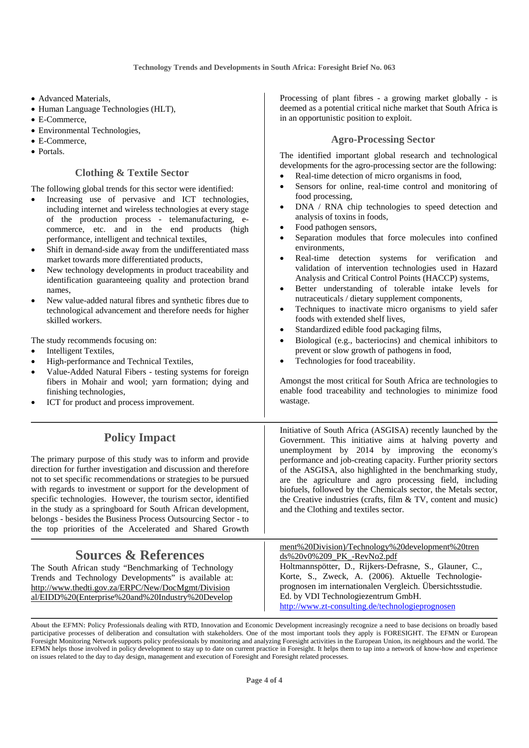- Advanced Materials,
- Human Language Technologies (HLT),
- E-Commerce,
- Environmental Technologies,
- E-Commerce,
- Portals.

### Clothing & Textile Sector

The following global trends for this sector were identified:

- Increasing use of pervasive and ICT technologies, including internet and wireless technologies at every stage of the production process - telemanufacturing, e-commerce, etc. and in the end products (high performance, intelligent and technical textiles,
- Shift in demand-side away from the undifferentiated mass market towards more differentiated products,
- New technology developments in product traceability and identification guaranteeing quality and protection brand names,
- New value-added natural fibres and synthetic fibres due to technological advancement and therefore needs for higher skilled workers.

The study recommends focusing on:

- Intelligent Textiles,
- High-performance and Technical Textiles,
- Value-Added Natural Fibers - testing systems for foreign fibers in Mohair and wool; yarn formation; dying and finishing technologies,
- ICT for product and process improvement.

Processing of plant fibres - a growing market globally - is deemed as a potential critical niche market that South Africa is in an opportunistic position to exploit.

### Agro-Processing Sector

The identified important global research and technological developments for the agro-processing sector are the following:

- Real-time detection of micro organisms in food,
- Sensors for online, real-time control and monitoring of food processing,
- DNA / RNA chip technologies to speed detection and analysis of toxins in foods,
- Food pathogen sensors,
- Separation modules that force molecules into confined environments,
- Real-time detection systems for verification and validation of intervention technologies used in Hazard Analysis and Critical Control Points (HACCP) systems,
- Better understanding of tolerable intake levels for nutraceuticals / dietary supplement components,
- Techniques to inactivate micro organisms to yield safer foods with extended shelf lives,
- Standardized edible food packaging films,
- Biological (e.g., bacteriocins) and chemical inhibitors to prevent or slow growth of pathogens in food,
- Technologies for food traceability.

Amongst the most critical for South Africa are technologies to enable food traceability and technologies to minimize food wastage.

## Policy Impact

The primary purpose of this study was to inform and provide direction for further investigation and discussion and therefore not to set specific recommendations or strategies to be pursued with regards to investment or support for the development of specific technologies. However, the tourism sector, identified in the study as a springboard for South African development, belongs - besides the Business Process Outsourcing Sector - to the top priorities of the Accelerated and Shared Growth Initiative of South Africa (ASGISA) recently launched by the Government. This initiative aims at halving poverty and unemployment by 2014 by improving the economy's performance and job-creating capacity. Further priority sectors of the ASGISA, also highlighted in the benchmarking study, are the agriculture and agro processing field, including biofuels, followed by the Chemicals sector, the Metals sector, the Creative industries (crafts, film & TV, content and music) and the Clothing and textiles sector.

## Sources & References

The South African study "Benchmarking of Technology Trends and Technology Developments" is available at: http://www.thedti.gov.za/ERPC/New/DocMgmt/Divisional/EIDD%20(Enterprise%20and%20Industry%20Development%20Division)/Technology%20development%20trends%20v0%209_PK_-RevNo2.pdf

Holtmannspötter, D., Rijkers-Defrasne, S., Glauner, C., Korte, S., Zweck, A. (2006). Aktuelle Technologieprognosen im internationalen Vergleich. Übersichtsstudie. Ed. by VDI Technologiezentrum GmbH. http://www.zt-consulting.de/technologieprognosen

**About the EFMN:** Policy Professionals dealing with RTD, Innovation and Economic Development increasingly recognize a need to base decisions on broadly based participative processes of deliberation and consultation with stakeholders. One of the most important tools they apply is FORESIGHT. The EFMN or European Foresight Monitoring Network supports policy professionals by monitoring and analyzing Foresight activities in the European Union, its neighbours and the world. The EFMN helps those involved in policy development to stay up to date on current practice in Foresight. It helps them to tap into a network of know-how and experience on issues related to the day to day design, management and execution of Foresight and Foresight related processes.